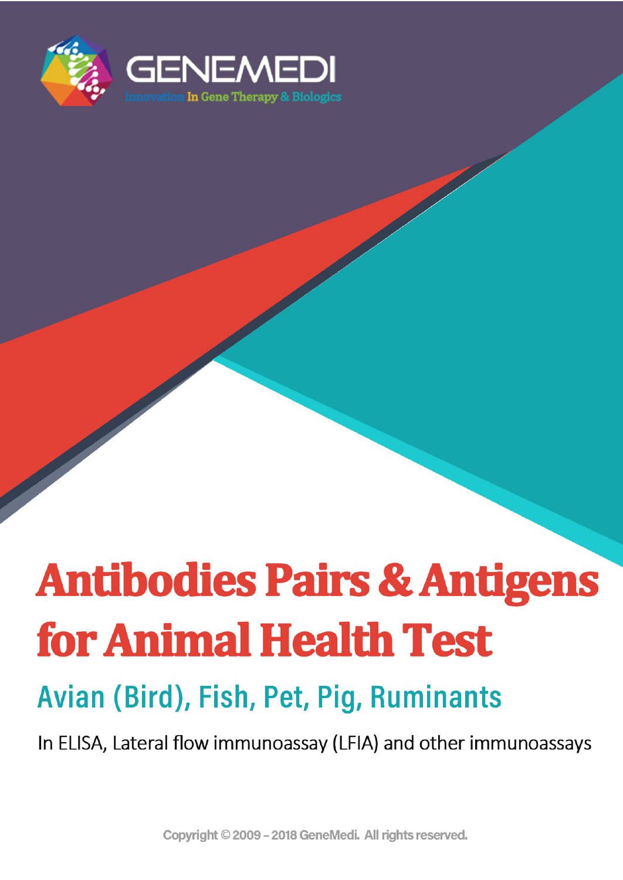GENEMEDI

Innovation In Gene Therapy & Biologics

# Antibodies Pairs & Antigens for Animal Health Test

## Avian (Bird), Fish, Pet, Pig, Ruminants

In ELISA, Lateral flow immunoassay (LFIA) and other immunoassays

Copyright © 2009 – 2018 GeneMedi. All rights reserved.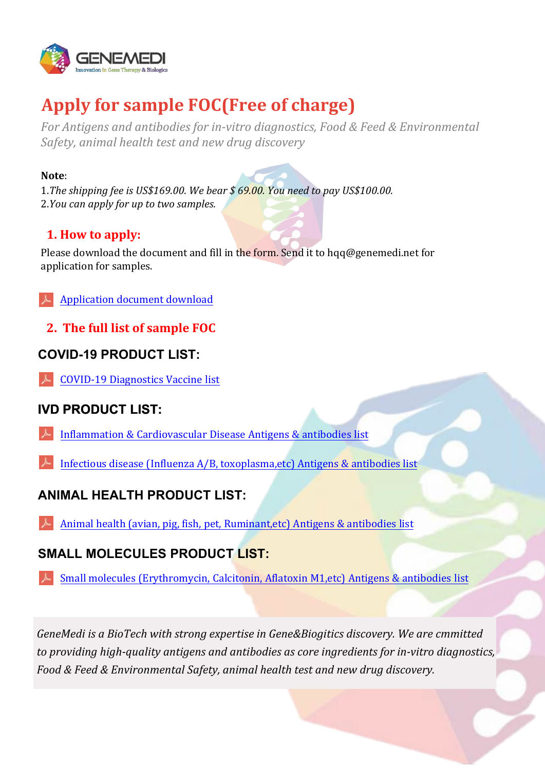# Apply for sample FOC(Free of charge)

*For Antigens and antibodies for in-vitro diagnostics, Food & Feed & Environmental Safety, animal health test and new drug discovery*

**Note**:
1.*The shipping fee is US$169.00. We bear $ 69.00. You need to pay US$100.00.*
2.*You can apply for up to two samples.*

## 1. How to apply:

Please download the document and fill in the form. Send it to hqq@genemedi.net for application for samples.

Application document download

## 2. The full list of sample FOC

### COVID-19 PRODUCT LIST:

COVID-19 Diagnostics Vaccine list

### IVD PRODUCT LIST:

Inflammation & Cardiovascular Disease Antigens & antibodies list

Infectious disease (Influenza A/B, toxoplasma,etc) Antigens & antibodies list

### ANIMAL HEALTH PRODUCT LIST:

Animal health (avian, pig, fish, pet, Ruminant,etc) Antigens & antibodies list

### SMALL MOLECULES PRODUCT LIST:

Small molecules (Erythromycin, Calcitonin, Aflatoxin M1,etc) Antigens & antibodies list

*GeneMedi is a BioTech with strong expertise in Gene&Biogitics discovery. We are cmmitted to providing high-quality antigens and antibodies as core ingredients for in-vitro diagnostics, Food & Feed & Environmental Safety, animal health test and new drug discovery.*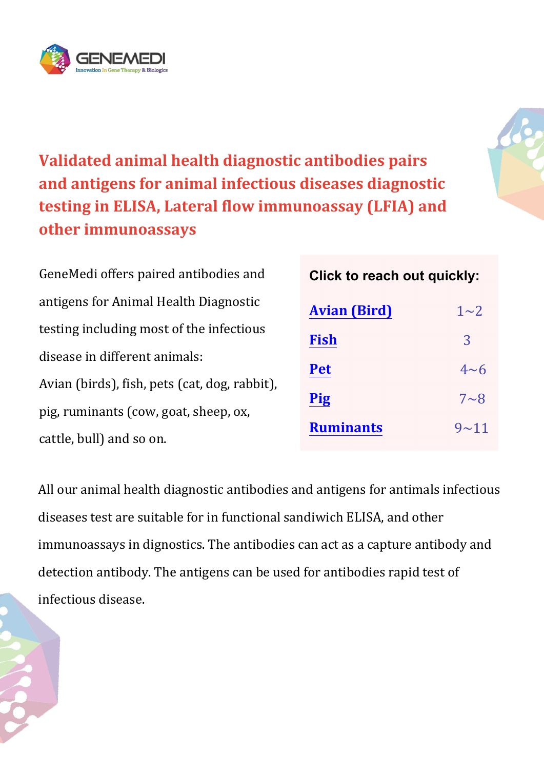# Validated animal health diagnostic antibodies pairs and antigens for animal infectious diseases diagnostic testing in ELISA, Lateral flow immunoassay (LFIA) and other immunoassays

GeneMedi offers paired antibodies and antigens for Animal Health Diagnostic testing including most of the infectious disease in different animals:
Avian (birds), fish, pets (cat, dog, rabbit), pig, ruminants (cow, goat, sheep, ox, cattle, bull) and so on.

**Click to reach out quickly:**

| | |
|---|---|
| **Avian (Bird)** | 1~2 |
| **Fish** | 3 |
| **Pet** | 4~6 |
| **Pig** | 7~8 |
| **Ruminants** | 9~11 |

All our animal health diagnostic antibodies and antigens for antimals infectious diseases test are suitable for in functional sandiwich ELISA, and other immunoassays in dignostics. The antibodies can act as a capture antibody and detection antibody. The antigens can be used for antibodies rapid test of infectious disease.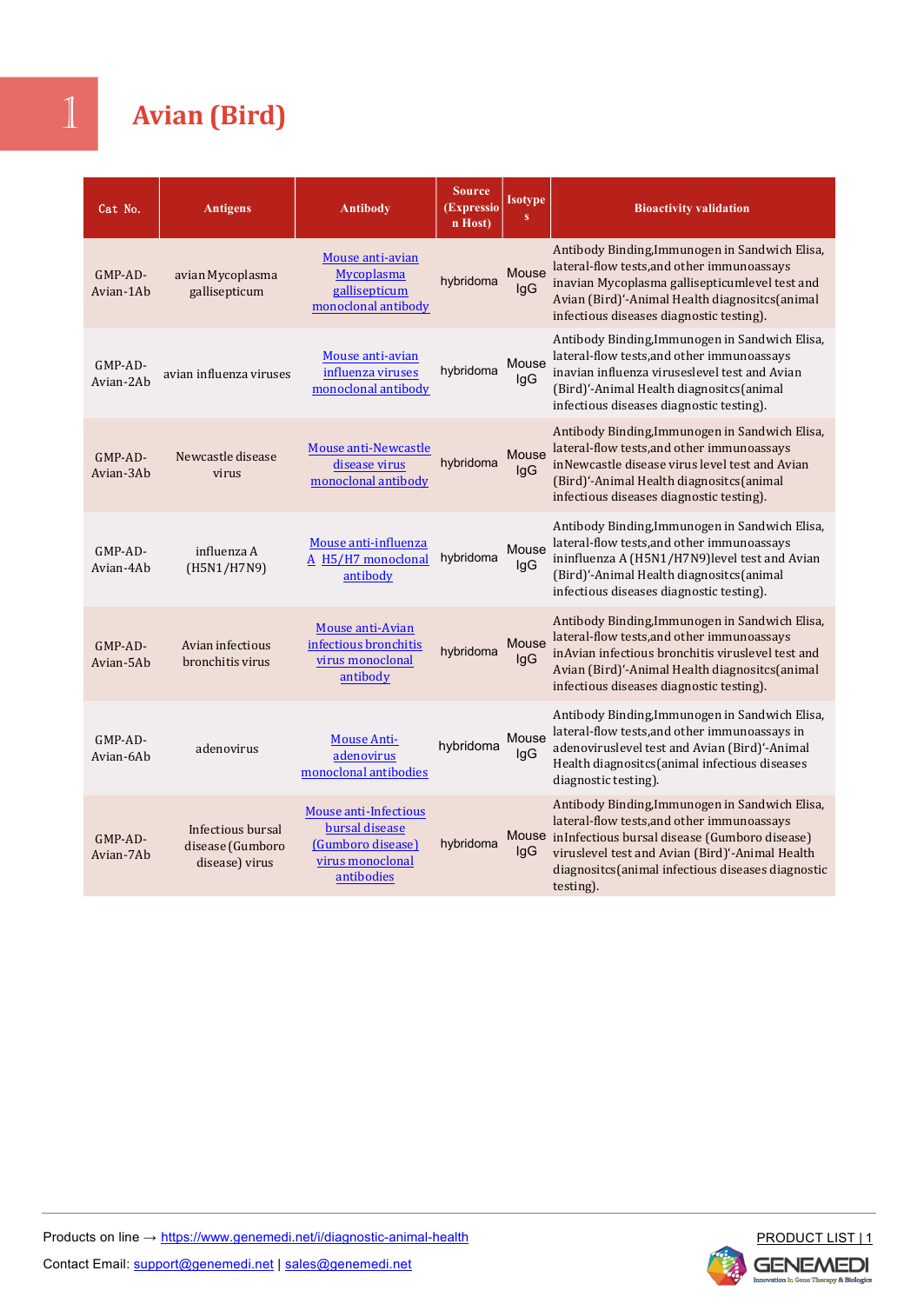# 1 Avian (Bird)

| Cat No. | Antigens | Antibody | Source (Expression Host) | Isotypes | Bioactivity validation |
|---|---|---|---|---|---|
| GMP-AD-Avian-1Ab | avian Mycoplasma gallisepticum | Mouse anti-avian Mycoplasma gallisepticum monoclonal antibody | hybridoma | Mouse IgG | Antibody Binding,Immunogen in Sandwich Elisa, lateral-flow tests,and other immunoassays inavian Mycoplasma gallisepticumlevel test and Avian (Bird)'-Animal Health diagnositcs(animal infectious diseases diagnostic testing). |
| GMP-AD-Avian-2Ab | avian influenza viruses | Mouse anti-avian influenza viruses monoclonal antibody | hybridoma | Mouse IgG | Antibody Binding,Immunogen in Sandwich Elisa, lateral-flow tests,and other immunoassays inavian influenza viruseslevel test and Avian (Bird)'-Animal Health diagnositcs(animal infectious diseases diagnostic testing). |
| GMP-AD-Avian-3Ab | Newcastle disease virus | Mouse anti-Newcastle disease virus monoclonal antibody | hybridoma | Mouse IgG | Antibody Binding,Immunogen in Sandwich Elisa, lateral-flow tests,and other immunoassays inNewcastle disease virus level test and Avian (Bird)'-Animal Health diagnositcs(animal infectious diseases diagnostic testing). |
| GMP-AD-Avian-4Ab | influenza A (H5N1/H7N9) | Mouse anti-influenza A H5/H7 monoclonal antibody | hybridoma | Mouse IgG | Antibody Binding,Immunogen in Sandwich Elisa, lateral-flow tests,and other immunoassays ininfluenza A (H5N1/H7N9)level test and Avian (Bird)'-Animal Health diagnositcs(animal infectious diseases diagnostic testing). |
| GMP-AD-Avian-5Ab | Avian infectious bronchitis virus | Mouse anti-Avian infectious bronchitis virus monoclonal antibody | hybridoma | Mouse IgG | Antibody Binding,Immunogen in Sandwich Elisa, lateral-flow tests,and other immunoassays inAvian infectious bronchitis viruslevel test and Avian (Bird)'-Animal Health diagnositcs(animal infectious diseases diagnostic testing). |
| GMP-AD-Avian-6Ab | adenovirus | Mouse Anti-adenovirus monoclonal antibodies | hybridoma | Mouse IgG | Antibody Binding,Immunogen in Sandwich Elisa, lateral-flow tests,and other immunoassays in adenoviruslevel test and Avian (Bird)'-Animal Health diagnositcs(animal infectious diseases diagnostic testing). |
| GMP-AD-Avian-7Ab | Infectious bursal disease (Gumboro disease) virus | Mouse anti-Infectious bursal disease (Gumboro disease) virus monoclonal antibodies | hybridoma | Mouse IgG | Antibody Binding,Immunogen in Sandwich Elisa, lateral-flow tests,and other immunoassays inInfectious bursal disease (Gumboro disease) viruslevel test and Avian (Bird)'-Animal Health diagnositcs(animal infectious diseases diagnostic testing). |

Products on line → https://www.genemedi.net/i/diagnostic-animal-health

Contact Email: support@genemedi.net | sales@genemedi.net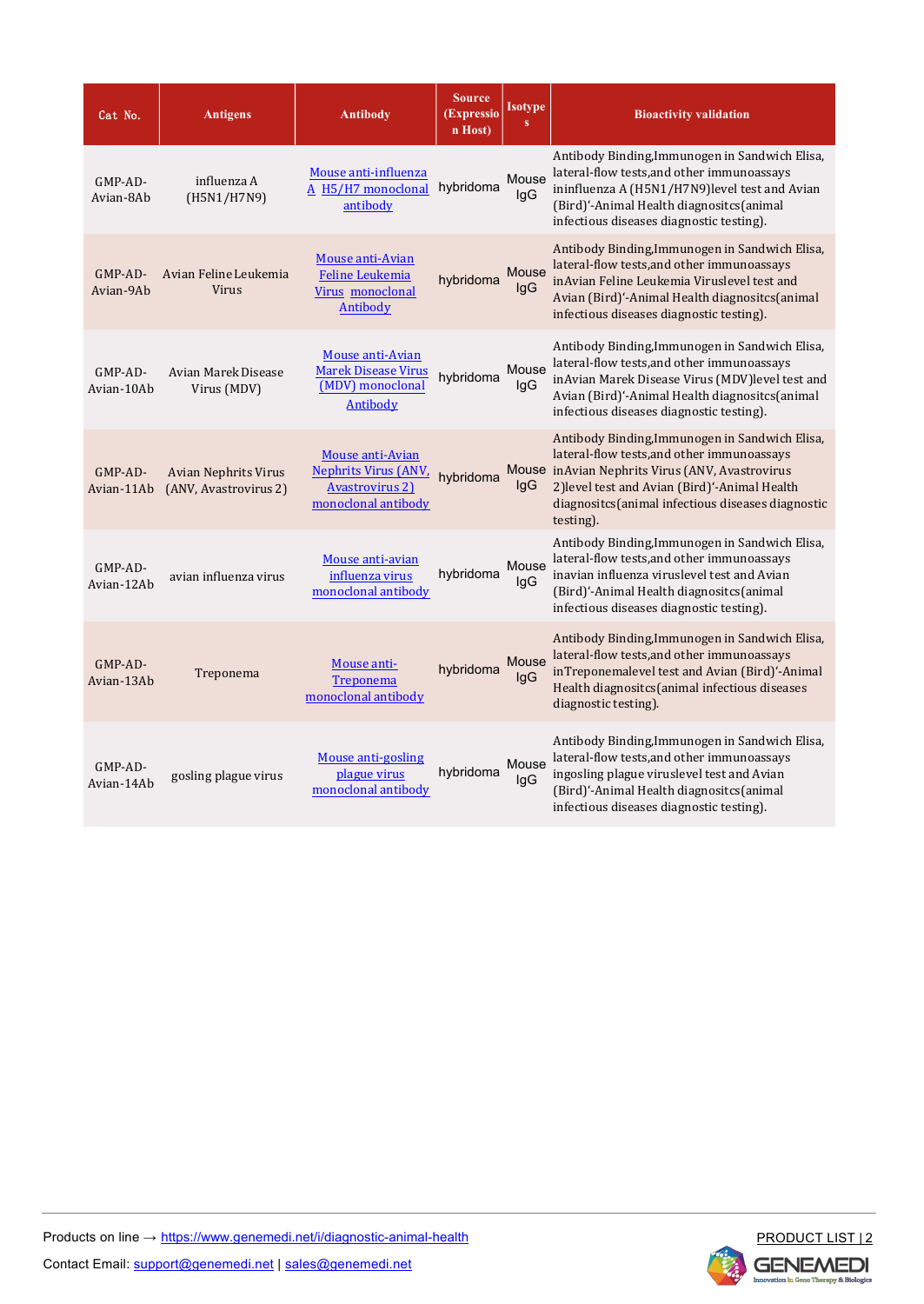| Cat No. | Antigens | Antibody | Source (Expression Host) | Isotypes | Bioactivity validation |
|---|---|---|---|---|---|
| GMP-AD-Avian-8Ab | influenza A (H5N1/H7N9) | Mouse anti-influenza A H5/H7 monoclonal antibody | hybridoma | Mouse IgG | Antibody Binding,Immunogen in Sandwich Elisa, lateral-flow tests,and other immunoassays ininfluenza A (H5N1/H7N9)level test and Avian (Bird)'-Animal Health diagnositcs(animal infectious diseases diagnostic testing). |
| GMP-AD-Avian-9Ab | Avian Feline Leukemia Virus | Mouse anti-Avian Feline Leukemia Virus monoclonal Antibody | hybridoma | Mouse IgG | Antibody Binding,Immunogen in Sandwich Elisa, lateral-flow tests,and other immunoassays inAvian Feline Leukemia Viruslevel test and Avian (Bird)'-Animal Health diagnositcs(animal infectious diseases diagnostic testing). |
| GMP-AD-Avian-10Ab | Avian Marek Disease Virus (MDV) | Mouse anti-Avian Marek Disease Virus (MDV) monoclonal Antibody | hybridoma | Mouse IgG | Antibody Binding,Immunogen in Sandwich Elisa, lateral-flow tests,and other immunoassays inAvian Marek Disease Virus (MDV)level test and Avian (Bird)'-Animal Health diagnositcs(animal infectious diseases diagnostic testing). |
| GMP-AD-Avian-11Ab | Avian Nephrits Virus (ANV, Avastrovirus 2) | Mouse anti-Avian Nephrits Virus (ANV, Avastrovirus 2) monoclonal antibody | hybridoma | Mouse IgG | Antibody Binding,Immunogen in Sandwich Elisa, lateral-flow tests,and other immunoassays inAvian Nephrits Virus (ANV, Avastrovirus 2)level test and Avian (Bird)'-Animal Health diagnositcs(animal infectious diseases diagnostic testing). |
| GMP-AD-Avian-12Ab | avian influenza virus | Mouse anti-avian influenza virus monoclonal antibody | hybridoma | Mouse IgG | Antibody Binding,Immunogen in Sandwich Elisa, lateral-flow tests,and other immunoassays inavian influenza viruslevel test and Avian (Bird)'-Animal Health diagnositcs(animal infectious diseases diagnostic testing). |
| GMP-AD-Avian-13Ab | Treponema | Mouse anti-Treponema monoclonal antibody | hybridoma | Mouse IgG | Antibody Binding,Immunogen in Sandwich Elisa, lateral-flow tests,and other immunoassays inTreponemalevel test and Avian (Bird)'-Animal Health diagnositcs(animal infectious diseases diagnostic testing). |
| GMP-AD-Avian-14Ab | gosling plague virus | Mouse anti-gosling plague virus monoclonal antibody | hybridoma | Mouse IgG | Antibody Binding,Immunogen in Sandwich Elisa, lateral-flow tests,and other immunoassays ingosling plague viruslevel test and Avian (Bird)'-Animal Health diagnositcs(animal infectious diseases diagnostic testing). |

Products on line → https://www.genemedi.net/i/diagnostic-animal-health

Contact Email: support@genemedi.net | sales@genemedi.net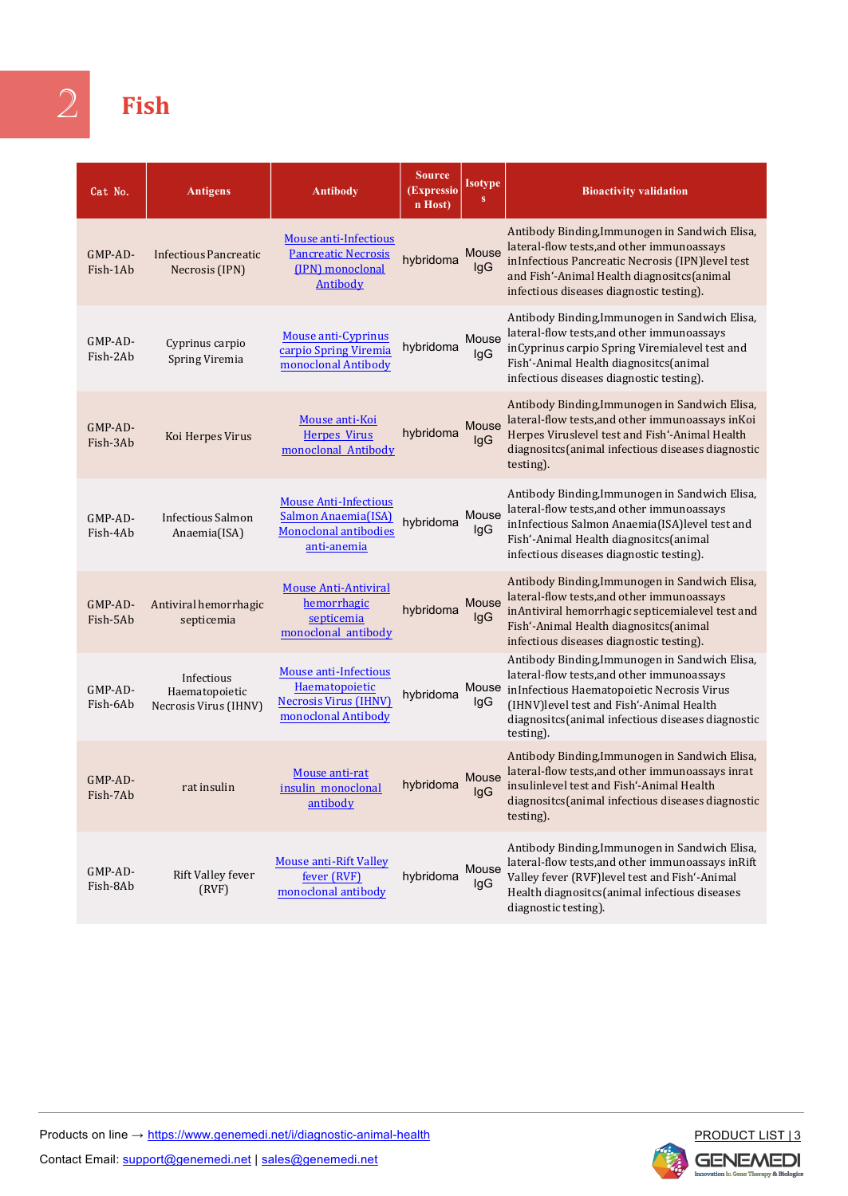# 2 Fish

| Cat No. | Antigens | Antibody | Source (Expression Host) | Isotypes | Bioactivity validation |
|---|---|---|---|---|---|
| GMP-AD-Fish-1Ab | Infectious Pancreatic Necrosis (IPN) | Mouse anti-Infectious Pancreatic Necrosis (IPN) monoclonal Antibody | hybridoma | Mouse IgG | Antibody Binding,Immunogen in Sandwich Elisa, lateral-flow tests,and other immunoassays inInfectious Pancreatic Necrosis (IPN)level test and Fish'-Animal Health diagnositcs(animal infectious diseases diagnostic testing). |
| GMP-AD-Fish-2Ab | Cyprinus carpio Spring Viremia | Mouse anti-Cyprinus carpio Spring Viremia monoclonal Antibody | hybridoma | Mouse IgG | Antibody Binding,Immunogen in Sandwich Elisa, lateral-flow tests,and other immunoassays inCyprinus carpio Spring Viremialevel test and Fish'-Animal Health diagnositcs(animal infectious diseases diagnostic testing). |
| GMP-AD-Fish-3Ab | Koi Herpes Virus | Mouse anti-Koi Herpes Virus monoclonal Antibody | hybridoma | Mouse IgG | Antibody Binding,Immunogen in Sandwich Elisa, lateral-flow tests,and other immunoassays inKoi Herpes Viruslevel test and Fish'-Animal Health diagnositcs(animal infectious diseases diagnostic testing). |
| GMP-AD-Fish-4Ab | Infectious Salmon Anaemia(ISA) | Mouse Anti-Infectious Salmon Anaemia(ISA) Monoclonal antibodies anti-anemia | hybridoma | Mouse IgG | Antibody Binding,Immunogen in Sandwich Elisa, lateral-flow tests,and other immunoassays inInfectious Salmon Anaemia(ISA)level test and Fish'-Animal Health diagnositcs(animal infectious diseases diagnostic testing). |
| GMP-AD-Fish-5Ab | Antiviral hemorrhagic septicemia | Mouse Anti-Antiviral hemorrhagic septicemia monoclonal antibody | hybridoma | Mouse IgG | Antibody Binding,Immunogen in Sandwich Elisa, lateral-flow tests,and other immunoassays inAntiviral hemorrhagic septicemialevel test and Fish'-Animal Health diagnositcs(animal infectious diseases diagnostic testing). |
| GMP-AD-Fish-6Ab | Infectious Haematopoietic Necrosis Virus (IHNV) | Mouse anti-Infectious Haematopoietic Necrosis Virus (IHNV) monoclonal Antibody | hybridoma | Mouse IgG | Antibody Binding,Immunogen in Sandwich Elisa, lateral-flow tests,and other immunoassays inInfectious Haematopoietic Necrosis Virus (IHNV)level test and Fish'-Animal Health diagnositcs(animal infectious diseases diagnostic testing). |
| GMP-AD-Fish-7Ab | rat insulin | Mouse anti-rat insulin monoclonal antibody | hybridoma | Mouse IgG | Antibody Binding,Immunogen in Sandwich Elisa, lateral-flow tests,and other immunoassays inrat insulinlevel test and Fish'-Animal Health diagnositcs(animal infectious diseases diagnostic testing). |
| GMP-AD-Fish-8Ab | Rift Valley fever (RVF) | Mouse anti-Rift Valley fever (RVF) monoclonal antibody | hybridoma | Mouse IgG | Antibody Binding,Immunogen in Sandwich Elisa, lateral-flow tests,and other immunoassays inRift Valley fever (RVF)level test and Fish'-Animal Health diagnositcs(animal infectious diseases diagnostic testing). |

Products on line → https://www.genemedi.net/i/diagnostic-animal-health

Contact Email: support@genemedi.net | sales@genemedi.net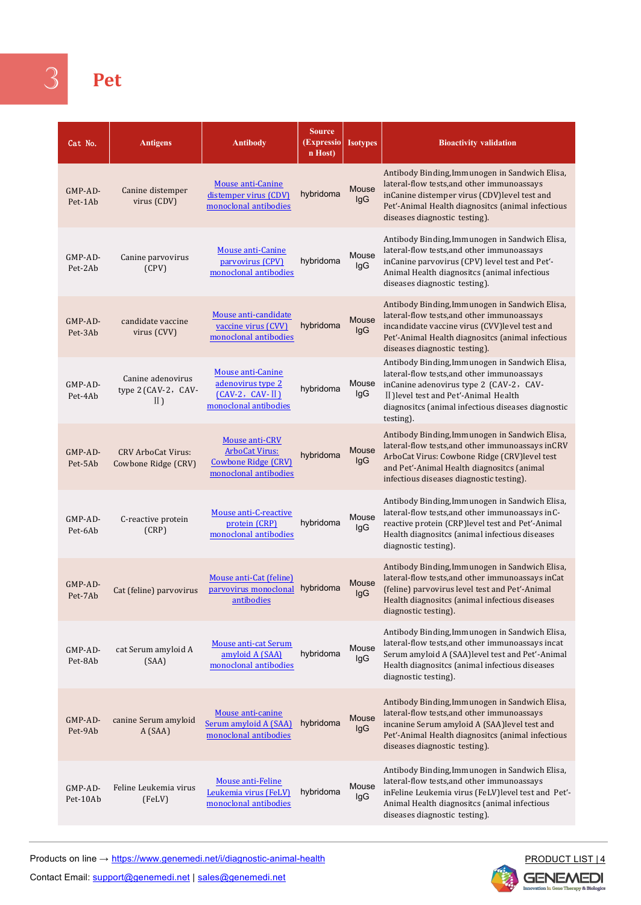# 3 Pet

| Cat No. | Antigens | Antibody | Source (Expression Host) | Isotypes | Bioactivity validation |
|---|---|---|---|---|---|
| GMP-AD-Pet-1Ab | Canine distemper virus (CDV) | Mouse anti-Canine distemper virus (CDV) monoclonal antibodies | hybridoma | Mouse IgG | Antibody Binding,Immunogen in Sandwich Elisa, lateral-flow tests,and other immunoassays inCanine distemper virus (CDV)level test and Pet'-Animal Health diagnositcs (animal infectious diseases diagnostic testing). |
| GMP-AD-Pet-2Ab | Canine parvovirus (CPV) | Mouse anti-Canine parvovirus (CPV) monoclonal antibodies | hybridoma | Mouse IgG | Antibody Binding,Immunogen in Sandwich Elisa, lateral-flow tests,and other immunoassays inCanine parvovirus (CPV) level test and Pet'-Animal Health diagnositcs (animal infectious diseases diagnostic testing). |
| GMP-AD-Pet-3Ab | candidate vaccine virus (CVV) | Mouse anti-candidate vaccine virus (CVV) monoclonal antibodies | hybridoma | Mouse IgG | Antibody Binding,Immunogen in Sandwich Elisa, lateral-flow tests,and other immunoassays incandidate vaccine virus (CVV)level test and Pet'-Animal Health diagnositcs (animal infectious diseases diagnostic testing). |
| GMP-AD-Pet-4Ab | Canine adenovirus type 2 (CAV-2，CAV-Ⅱ) | Mouse anti-Canine adenovirus type 2 (CAV-2，CAV-Ⅱ) monoclonal antibodies | hybridoma | Mouse IgG | Antibody Binding,Immunogen in Sandwich Elisa, lateral-flow tests,and other immunoassays inCanine adenovirus type 2 (CAV-2，CAV-Ⅱ)level test and Pet'-Animal Health diagnositcs (animal infectious diseases diagnostic testing). |
| GMP-AD-Pet-5Ab | CRV ArboCat Virus: Cowbone Ridge (CRV) | Mouse anti-CRV ArboCat Virus: Cowbone Ridge (CRV) monoclonal antibodies | hybridoma | Mouse IgG | Antibody Binding,Immunogen in Sandwich Elisa, lateral-flow tests,and other immunoassays inCRV ArboCat Virus: Cowbone Ridge (CRV)level test and Pet'-Animal Health diagnositcs (animal infectious diseases diagnostic testing). |
| GMP-AD-Pet-6Ab | C-reactive protein (CRP) | Mouse anti-C-reactive protein (CRP) monoclonal antibodies | hybridoma | Mouse IgG | Antibody Binding,Immunogen in Sandwich Elisa, lateral-flow tests,and other immunoassays inC-reactive protein (CRP)level test and Pet'-Animal Health diagnositcs (animal infectious diseases diagnostic testing). |
| GMP-AD-Pet-7Ab | Cat (feline) parvovirus | Mouse anti-Cat (feline) parvovirus monoclonal antibodies | hybridoma | Mouse IgG | Antibody Binding,Immunogen in Sandwich Elisa, lateral-flow tests,and other immunoassays inCat (feline) parvovirus level test and Pet'-Animal Health diagnositcs (animal infectious diseases diagnostic testing). |
| GMP-AD-Pet-8Ab | cat Serum amyloid A (SAA) | Mouse anti-cat Serum amyloid A (SAA) monoclonal antibodies | hybridoma | Mouse IgG | Antibody Binding,Immunogen in Sandwich Elisa, lateral-flow tests,and other immunoassays incat Serum amyloid A (SAA)level test and Pet'-Animal Health diagnositcs (animal infectious diseases diagnostic testing). |
| GMP-AD-Pet-9Ab | canine Serum amyloid A (SAA) | Mouse anti-canine Serum amyloid A (SAA) monoclonal antibodies | hybridoma | Mouse IgG | Antibody Binding,Immunogen in Sandwich Elisa, lateral-flow tests,and other immunoassays incanine Serum amyloid A (SAA)level test and Pet'-Animal Health diagnositcs (animal infectious diseases diagnostic testing). |
| GMP-AD-Pet-10Ab | Feline Leukemia virus (FeLV) | Mouse anti-Feline Leukemia virus (FeLV) monoclonal antibodies | hybridoma | Mouse IgG | Antibody Binding,Immunogen in Sandwich Elisa, lateral-flow tests,and other immunoassays inFeline Leukemia virus (FeLV)level test and Pet'-Animal Health diagnositcs (animal infectious diseases diagnostic testing). |

Products on line → https://www.genemedi.net/i/diagnostic-animal-health

Contact Email: support@genemedi.net | sales@genemedi.net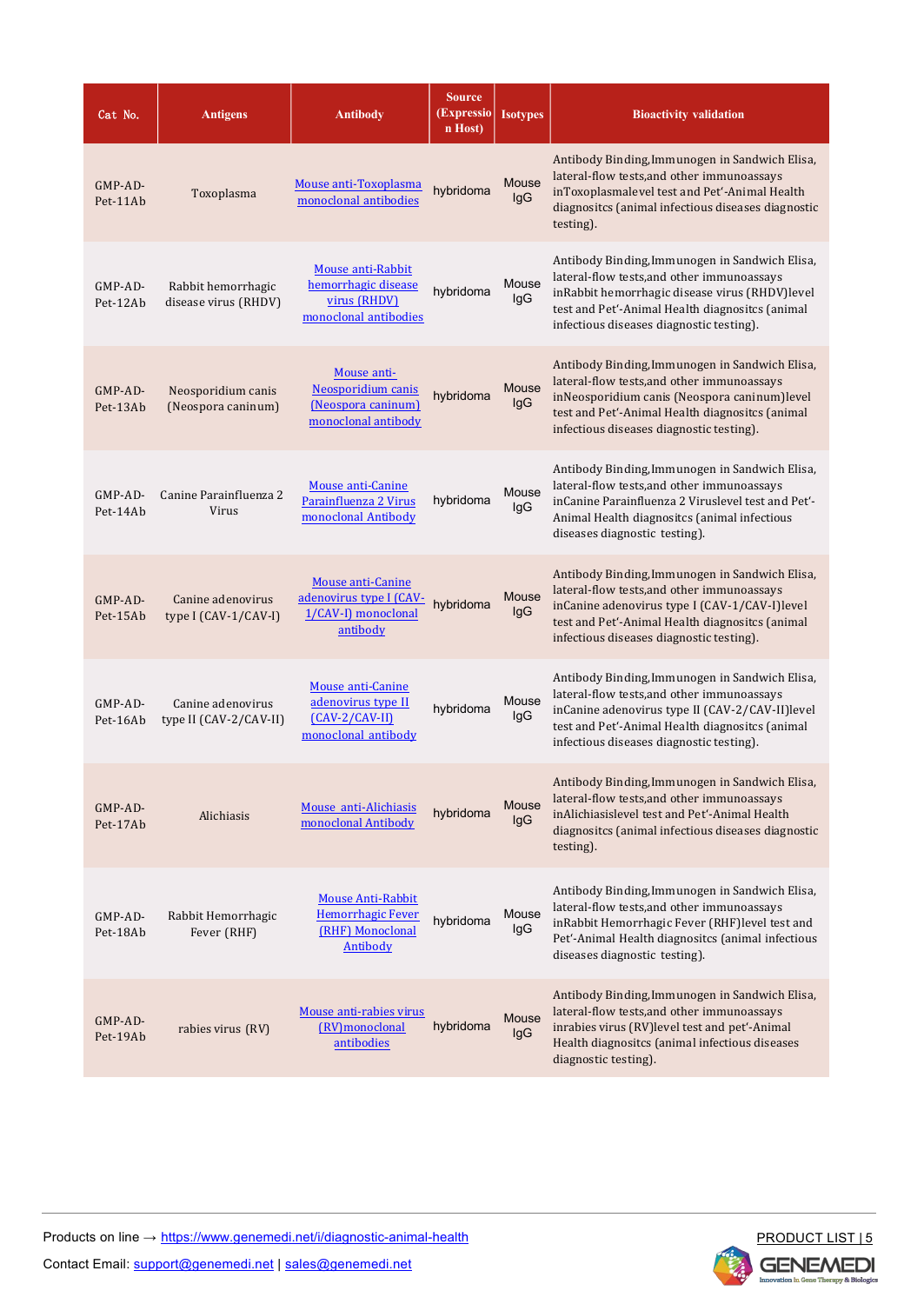| Cat No. | Antigens | Antibody | Source (Expression Host) | Isotypes | Bioactivity validation |
|---|---|---|---|---|---|
| GMP-AD-Pet-11Ab | Toxoplasma | Mouse anti-Toxoplasma monoclonal antibodies | hybridoma | Mouse IgG | Antibody Binding,Immunogen in Sandwich Elisa, lateral-flow tests,and other immunoassays inToxoplasmalevel test and Pet'-Animal Health diagnositcs (animal infectious diseases diagnostic testing). |
| GMP-AD-Pet-12Ab | Rabbit hemorrhagic disease virus (RHDV) | Mouse anti-Rabbit hemorrhagic disease virus (RHDV) monoclonal antibodies | hybridoma | Mouse IgG | Antibody Binding,Immunogen in Sandwich Elisa, lateral-flow tests,and other immunoassays inRabbit hemorrhagic disease virus (RHDV)level test and Pet'-Animal Health diagnositcs (animal infectious diseases diagnostic testing). |
| GMP-AD-Pet-13Ab | Neosporidium canis (Neospora caninum) | Mouse anti-Neosporidium canis (Neospora caninum) monoclonal antibody | hybridoma | Mouse IgG | Antibody Binding,Immunogen in Sandwich Elisa, lateral-flow tests,and other immunoassays inNeosporidium canis (Neospora caninum)level test and Pet'-Animal Health diagnositcs (animal infectious diseases diagnostic testing). |
| GMP-AD-Pet-14Ab | Canine Parainfluenza 2 Virus | Mouse anti-Canine Parainfluenza 2 Virus monoclonal Antibody | hybridoma | Mouse IgG | Antibody Binding,Immunogen in Sandwich Elisa, lateral-flow tests,and other immunoassays inCanine Parainfluenza 2 Viruslevel test and Pet'-Animal Health diagnositcs (animal infectious diseases diagnostic testing). |
| GMP-AD-Pet-15Ab | Canine adenovirus type I (CAV-1/CAV-I) | Mouse anti-Canine adenovirus type I (CAV-1/CAV-I) monoclonal antibody | hybridoma | Mouse IgG | Antibody Binding,Immunogen in Sandwich Elisa, lateral-flow tests,and other immunoassays inCanine adenovirus type I (CAV-1/CAV-I)level test and Pet'-Animal Health diagnositcs (animal infectious diseases diagnostic testing). |
| GMP-AD-Pet-16Ab | Canine adenovirus type II (CAV-2/CAV-II) | Mouse anti-Canine adenovirus type II (CAV-2/CAV-II) monoclonal antibody | hybridoma | Mouse IgG | Antibody Binding,Immunogen in Sandwich Elisa, lateral-flow tests,and other immunoassays inCanine adenovirus type II (CAV-2/CAV-II)level test and Pet'-Animal Health diagnositcs (animal infectious diseases diagnostic testing). |
| GMP-AD-Pet-17Ab | Alichiasis | Mouse anti-Alichiasis monoclonal Antibody | hybridoma | Mouse IgG | Antibody Binding,Immunogen in Sandwich Elisa, lateral-flow tests,and other immunoassays inAlichiasislevel test and Pet'-Animal Health diagnositcs (animal infectious diseases diagnostic testing). |
| GMP-AD-Pet-18Ab | Rabbit Hemorrhagic Fever (RHF) | Mouse Anti-Rabbit Hemorrhagic Fever (RHF) Monoclonal Antibody | hybridoma | Mouse IgG | Antibody Binding,Immunogen in Sandwich Elisa, lateral-flow tests,and other immunoassays inRabbit Hemorrhagic Fever (RHF)level test and Pet'-Animal Health diagnositcs (animal infectious diseases diagnostic testing). |
| GMP-AD-Pet-19Ab | rabies virus (RV) | Mouse anti-rabies virus (RV)monoclonal antibodies | hybridoma | Mouse IgG | Antibody Binding,Immunogen in Sandwich Elisa, lateral-flow tests,and other immunoassays inrabies virus (RV)level test and pet'-Animal Health diagnositcs (animal infectious diseases diagnostic testing). |

Products on line → https://www.genemedi.net/i/diagnostic-animal-health

Contact Email: support@genemedi.net | sales@genemedi.net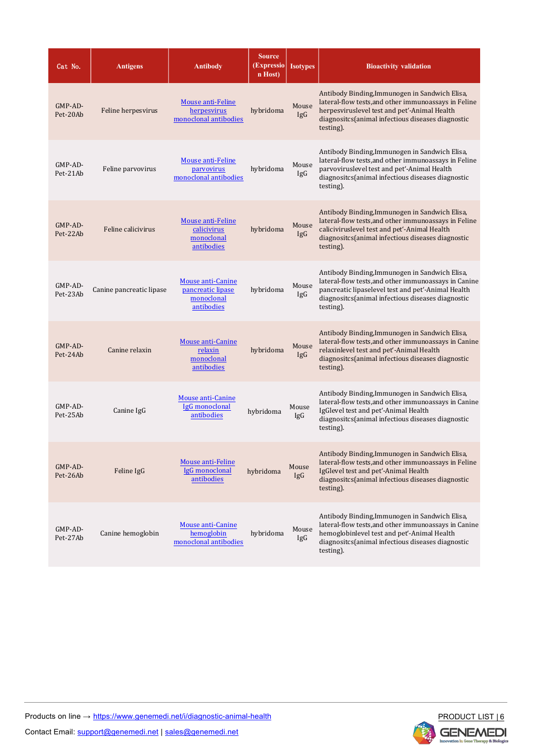| Cat No. | Antigens | Antibody | Source (Expression Host) | Isotypes | Bioactivity validation |
|---|---|---|---|---|---|
| GMP-AD-Pet-20Ab | Feline herpesvirus | Mouse anti-Feline herpesvirus monoclonal antibodies | hybridoma | Mouse IgG | Antibody Binding,Immunogen in Sandwich Elisa, lateral-flow tests,and other immunoassays in Feline herpesviruslevel test and pet'-Animal Health diagnositcs(animal infectious diseases diagnostic testing). |
| GMP-AD-Pet-21Ab | Feline parvovirus | Mouse anti-Feline parvovirus monoclonal antibodies | hybridoma | Mouse IgG | Antibody Binding,Immunogen in Sandwich Elisa, lateral-flow tests,and other immunoassays in Feline parvoviruslevel test and pet'-Animal Health diagnositcs(animal infectious diseases diagnostic testing). |
| GMP-AD-Pet-22Ab | Feline calicivirus | Mouse anti-Feline calicivirus monoclonal antibodies | hybridoma | Mouse IgG | Antibody Binding,Immunogen in Sandwich Elisa, lateral-flow tests,and other immunoassays in Feline caliciviruslevel test and pet'-Animal Health diagnositcs(animal infectious diseases diagnostic testing). |
| GMP-AD-Pet-23Ab | Canine pancreatic lipase | Mouse anti-Canine pancreatic lipase monoclonal antibodies | hybridoma | Mouse IgG | Antibody Binding,Immunogen in Sandwich Elisa, lateral-flow tests,and other immunoassays in Canine pancreatic lipaselevel test and pet'-Animal Health diagnositcs(animal infectious diseases diagnostic testing). |
| GMP-AD-Pet-24Ab | Canine relaxin | Mouse anti-Canine relaxin monoclonal antibodies | hybridoma | Mouse IgG | Antibody Binding,Immunogen in Sandwich Elisa, lateral-flow tests,and other immunoassays in Canine relaxinlevel test and pet'-Animal Health diagnositcs(animal infectious diseases diagnostic testing). |
| GMP-AD-Pet-25Ab | Canine IgG | Mouse anti-Canine IgG monoclonal antibodies | hybridoma | Mouse IgG | Antibody Binding,Immunogen in Sandwich Elisa, lateral-flow tests,and other immunoassays in Canine IgGlevel test and pet'-Animal Health diagnositcs(animal infectious diseases diagnostic testing). |
| GMP-AD-Pet-26Ab | Feline IgG | Mouse anti-Feline IgG monoclonal antibodies | hybridoma | Mouse IgG | Antibody Binding,Immunogen in Sandwich Elisa, lateral-flow tests,and other immunoassays in Feline IgGlevel test and pet'-Animal Health diagnositcs(animal infectious diseases diagnostic testing). |
| GMP-AD-Pet-27Ab | Canine hemoglobin | Mouse anti-Canine hemoglobin monoclonal antibodies | hybridoma | Mouse IgG | Antibody Binding,Immunogen in Sandwich Elisa, lateral-flow tests,and other immunoassays in Canine hemoglobinlevel test and pet'-Animal Health diagnositcs(animal infectious diseases diagnostic testing). |

Products on line → https://www.genemedi.net/i/diagnostic-animal-health

Contact Email: support@genemedi.net | sales@genemedi.net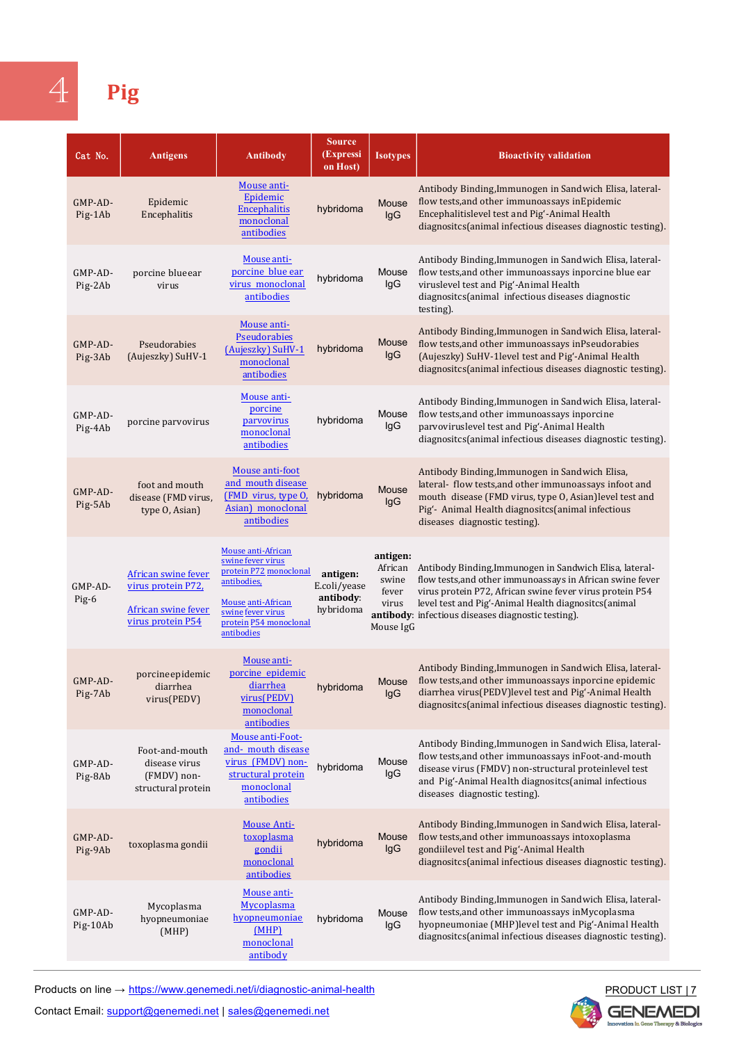# 4 Pig

| Cat No. | Antigens | Antibody | Source (Expression Host) | Isotypes | Bioactivity validation |
|---|---|---|---|---|---|
| GMP-AD-Pig-1Ab | Epidemic Encephalitis | Mouse anti-Epidemic Encephalitis monoclonal antibodies | hybridoma | Mouse IgG | Antibody Binding,Immunogen in Sandwich Elisa, lateral-flow tests,and other immunoassays inEpidemic Encephalitislevel test and Pig'-Animal Health diagnositcs(animal infectious diseases diagnostic testing). |
| GMP-AD-Pig-2Ab | porcine blueear virus | Mouse anti-porcine blue ear virus monoclonal antibodies | hybridoma | Mouse IgG | Antibody Binding,Immunogen in Sandwich Elisa, lateral-flow tests,and other immunoassays inporcine blue ear viruslevel test and Pig'-Animal Health diagnositcs(animal infectious diseases diagnostic testing). |
| GMP-AD-Pig-3Ab | Pseudorabies (Aujeszky) SuHV-1 | Mouse anti-Pseudorabies (Aujeszky) SuHV-1 monoclonal antibodies | hybridoma | Mouse IgG | Antibody Binding,Immunogen in Sandwich Elisa, lateral-flow tests,and other immunoassays inPseudorabies (Aujeszky) SuHV-1level test and Pig'-Animal Health diagnositcs(animal infectious diseases diagnostic testing). |
| GMP-AD-Pig-4Ab | porcine parvovirus | Mouse anti-porcine parvovirus monoclonal antibodies | hybridoma | Mouse IgG | Antibody Binding,Immunogen in Sandwich Elisa, lateral-flow tests,and other immunoassays inporcine parvoviruslevel test and Pig'-Animal Health diagnositcs(animal infectious diseases diagnostic testing). |
| GMP-AD-Pig-5Ab | foot and mouth disease (FMD virus, type O, Asian) | Mouse anti-foot and mouth disease (FMD virus, type O, Asian) monoclonal antibodies | hybridoma | Mouse IgG | Antibody Binding,Immunogen in Sandwich Elisa, lateral- flow tests,and other immunoassays infoot and mouth disease (FMD virus, type O, Asian)level test and Pig'- Animal Health diagnositcs(animal infectious diseases diagnostic testing). |
| GMP-AD-Pig-6 | African swine fever virus protein P72, African swine fever virus protein P54 | Mouse anti-African swine fever virus protein P72 monoclonal antibodies, Mouse anti-African swine fever virus protein P54 monoclonal antibodies | **antigen:** E.coli/yease **antibody:** hybridoma | **antigen:** African swine fever virus **antibody:** Mouse IgG | Antibody Binding,Immunogen in Sandwich Elisa, lateral-flow tests,and other immunoassays in African swine fever virus protein P72, African swine fever virus protein P54 level test and Pig'-Animal Health diagnositcs(animal infectious diseases diagnostic testing). |
| GMP-AD-Pig-7Ab | porcineepidemic diarrhea virus(PEDV) | Mouse anti-porcine epidemic diarrhea virus(PEDV) monoclonal antibodies | hybridoma | Mouse IgG | Antibody Binding,Immunogen in Sandwich Elisa, lateral-flow tests,and other immunoassays inporcine epidemic diarrhea virus(PEDV)level test and Pig'-Animal Health diagnositcs(animal infectious diseases diagnostic testing). |
| GMP-AD-Pig-8Ab | Foot-and-mouth disease virus (FMDV) non-structural protein | Mouse anti-Foot-and- mouth disease virus (FMDV) non-structural protein monoclonal antibodies | hybridoma | Mouse IgG | Antibody Binding,Immunogen in Sandwich Elisa, lateral-flow tests,and other immunoassays inFoot-and-mouth disease virus (FMDV) non-structural proteinlevel test and Pig'-Animal Health diagnositcs(animal infectious diseases diagnostic testing). |
| GMP-AD-Pig-9Ab | toxoplasma gondii | Mouse Anti-toxoplasma gondii monoclonal antibodies | hybridoma | Mouse IgG | Antibody Binding,Immunogen in Sandwich Elisa, lateral-flow tests,and other immunoassays intoxoplasma gondiilevel test and Pig'-Animal Health diagnositcs(animal infectious diseases diagnostic testing). |
| GMP-AD-Pig-10Ab | Mycoplasma hyopneumoniae (MHP) | Mouse anti-Mycoplasma hyopneumoniae (MHP) monoclonal antibody | hybridoma | Mouse IgG | Antibody Binding,Immunogen in Sandwich Elisa, lateral-flow tests,and other immunoassays inMycoplasma hyopneumoniae (MHP)level test and Pig'-Animal Health diagnositcs(animal infectious diseases diagnostic testing). |

Products on line → https://www.genemedi.net/i/diagnostic-animal-health

Contact Email: support@genemedi.net | sales@genemedi.net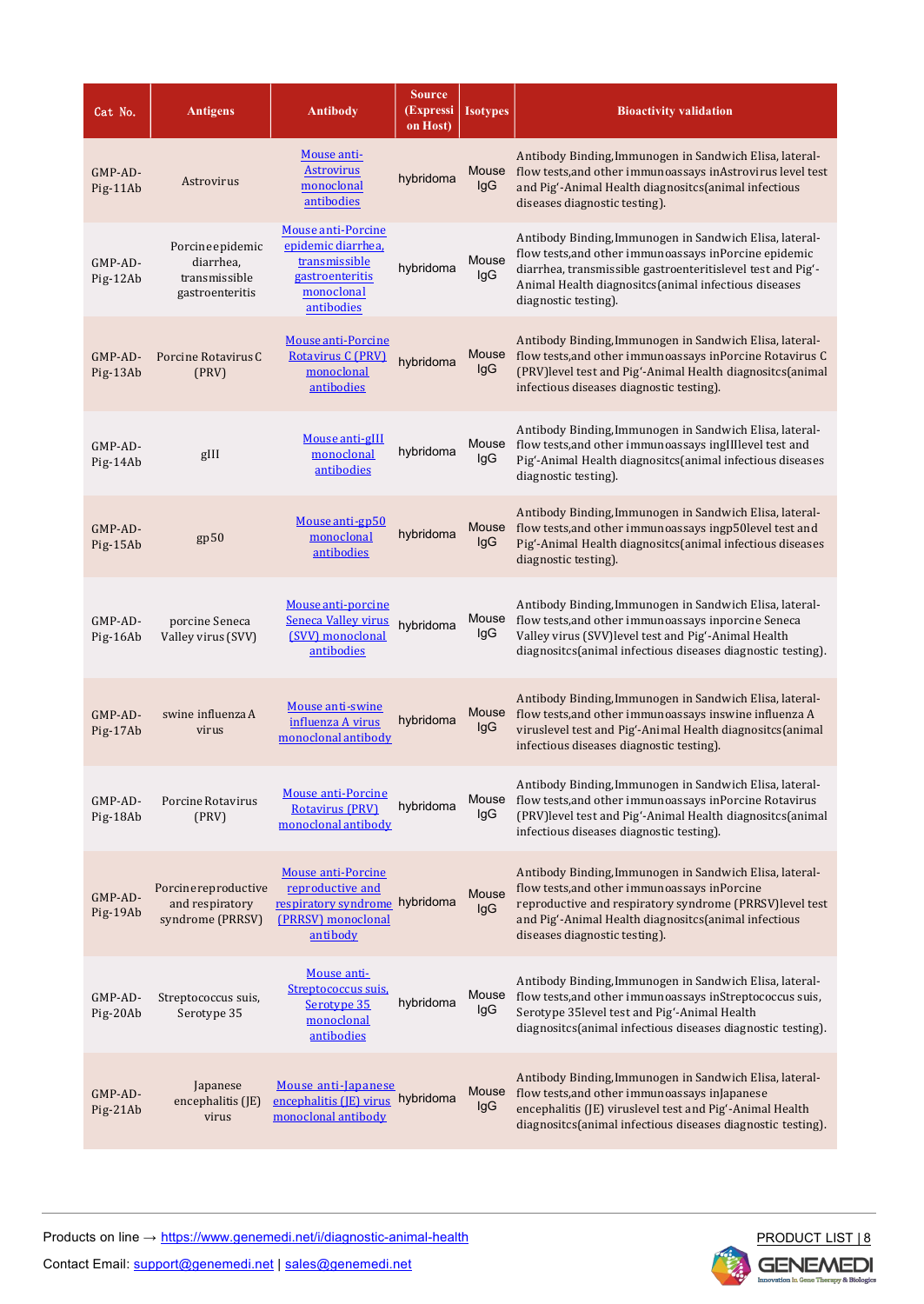| Cat No. | Antigens | Antibody | Source (Expression Host) | Isotypes | Bioactivity validation |
|---|---|---|---|---|---|
| GMP-AD-Pig-11Ab | Astrovirus | Mouse anti-Astrovirus monoclonal antibodies | hybridoma | Mouse IgG | Antibody Binding,Immunogen in Sandwich Elisa, lateral-flow tests,and other immunoassays inAstrovirus level test and Pig'-Animal Health diagnositcs(animal infectious diseases diagnostic testing). |
| GMP-AD-Pig-12Ab | Porcineepidemic diarrhea, transmissible gastroenteritis | Mouse anti-Porcine epidemic diarrhea, transmissible gastroenteritis monoclonal antibodies | hybridoma | Mouse IgG | Antibody Binding,Immunogen in Sandwich Elisa, lateral-flow tests,and other immunoassays inPorcine epidemic diarrhea, transmissible gastroenteritislevel test and Pig'-Animal Health diagnositcs(animal infectious diseases diagnostic testing). |
| GMP-AD-Pig-13Ab | Porcine Rotavirus C (PRV) | Mouse anti-Porcine Rotavirus C (PRV) monoclonal antibodies | hybridoma | Mouse IgG | Antibody Binding,Immunogen in Sandwich Elisa, lateral-flow tests,and other immunoassays inPorcine Rotavirus C (PRV)level test and Pig'-Animal Health diagnositcs(animal infectious diseases diagnostic testing). |
| GMP-AD-Pig-14Ab | gIII | Mouse anti-gIII monoclonal antibodies | hybridoma | Mouse IgG | Antibody Binding,Immunogen in Sandwich Elisa, lateral-flow tests,and other immunoassays ingIIIlevel test and Pig'-Animal Health diagnositcs(animal infectious diseases diagnostic testing). |
| GMP-AD-Pig-15Ab | gp50 | Mouse anti-gp50 monoclonal antibodies | hybridoma | Mouse IgG | Antibody Binding,Immunogen in Sandwich Elisa, lateral-flow tests,and other immunoassays ingp50level test and Pig'-Animal Health diagnositcs(animal infectious diseases diagnostic testing). |
| GMP-AD-Pig-16Ab | porcine Seneca Valley virus (SVV) | Mouse anti-porcine Seneca Valley virus (SVV) monoclonal antibodies | hybridoma | Mouse IgG | Antibody Binding,Immunogen in Sandwich Elisa, lateral-flow tests,and other immunoassays inporcine Seneca Valley virus (SVV)level test and Pig'-Animal Health diagnositcs(animal infectious diseases diagnostic testing). |
| GMP-AD-Pig-17Ab | swine influenza A virus | Mouse anti-swine influenza A virus monoclonal antibody | hybridoma | Mouse IgG | Antibody Binding,Immunogen in Sandwich Elisa, lateral-flow tests,and other immunoassays inswine influenza A viruslevel test and Pig'-Animal Health diagnositcs(animal infectious diseases diagnostic testing). |
| GMP-AD-Pig-18Ab | Porcine Rotavirus (PRV) | Mouse anti-Porcine Rotavirus (PRV) monoclonal antibody | hybridoma | Mouse IgG | Antibody Binding,Immunogen in Sandwich Elisa, lateral-flow tests,and other immunoassays inPorcine Rotavirus (PRV)level test and Pig'-Animal Health diagnositcs(animal infectious diseases diagnostic testing). |
| GMP-AD-Pig-19Ab | Porcinereproductive and respiratory syndrome (PRRSV) | Mouse anti-Porcine reproductive and respiratory syndrome (PRRSV) monoclonal antibody | hybridoma | Mouse IgG | Antibody Binding,Immunogen in Sandwich Elisa, lateral-flow tests,and other immunoassays inPorcine reproductive and respiratory syndrome (PRRSV)level test and Pig'-Animal Health diagnositcs(animal infectious diseases diagnostic testing). |
| GMP-AD-Pig-20Ab | Streptococcus suis, Serotype 35 | Mouse anti-Streptococcus suis, Serotype 35 monoclonal antibodies | hybridoma | Mouse IgG | Antibody Binding,Immunogen in Sandwich Elisa, lateral-flow tests,and other immunoassays inStreptococcus suis, Serotype 35level test and Pig'-Animal Health diagnositcs(animal infectious diseases diagnostic testing). |
| GMP-AD-Pig-21Ab | Japanese encephalitis (JE) virus | Mouse anti-Japanese encephalitis (JE) virus monoclonal antibody | hybridoma | Mouse IgG | Antibody Binding,Immunogen in Sandwich Elisa, lateral-flow tests,and other immunoassays inJapanese encephalitis (JE) viruslevel test and Pig'-Animal Health diagnositcs(animal infectious diseases diagnostic testing). |

Products on line → https://www.genemedi.net/i/diagnostic-animal-health

Contact Email: support@genemedi.net | sales@genemedi.net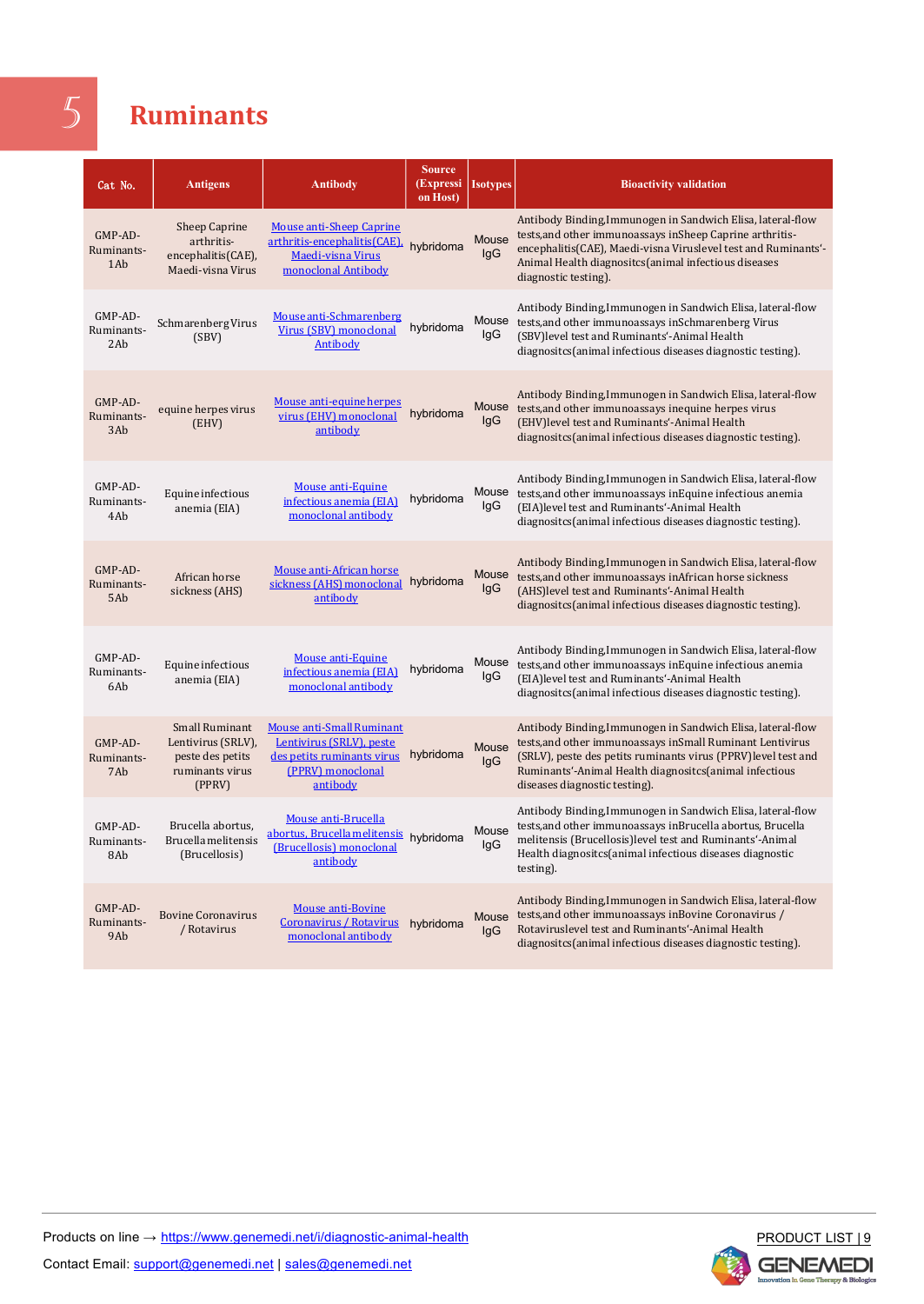# 5 Ruminants

| Cat No. | Antigens | Antibody | Source (Expression Host) | Isotypes | Bioactivity validation |
|---|---|---|---|---|---|
| GMP-AD-Ruminants-1Ab | Sheep Caprine arthritis-encephalitis(CAE), Maedi-visna Virus | Mouse anti-Sheep Caprine arthritis-encephalitis(CAE), Maedi-visna Virus monoclonal Antibody | hybridoma | Mouse IgG | Antibody Binding,Immunogen in Sandwich Elisa, lateral-flow tests,and other immunoassays inSheep Caprine arthritis-encephalitis(CAE), Maedi-visna Viruslevel test and Ruminants'-Animal Health diagnositcs(animal infectious diseases diagnostic testing). |
| GMP-AD-Ruminants-2Ab | Schmarenberg Virus (SBV) | Mouse anti-Schmarenberg Virus (SBV) monoclonal Antibody | hybridoma | Mouse IgG | Antibody Binding,Immunogen in Sandwich Elisa, lateral-flow tests,and other immunoassays inSchmarenberg Virus (SBV)level test and Ruminants'-Animal Health diagnositcs(animal infectious diseases diagnostic testing). |
| GMP-AD-Ruminants-3Ab | equine herpes virus (EHV) | Mouse anti-equine herpes virus (EHV) monoclonal antibody | hybridoma | Mouse IgG | Antibody Binding,Immunogen in Sandwich Elisa, lateral-flow tests,and other immunoassays inequine herpes virus (EHV)level test and Ruminants'-Animal Health diagnositcs(animal infectious diseases diagnostic testing). |
| GMP-AD-Ruminants-4Ab | Equine infectious anemia (EIA) | Mouse anti-Equine infectious anemia (EIA) monoclonal antibody | hybridoma | Mouse IgG | Antibody Binding,Immunogen in Sandwich Elisa, lateral-flow tests,and other immunoassays inEquine infectious anemia (EIA)level test and Ruminants'-Animal Health diagnositcs(animal infectious diseases diagnostic testing). |
| GMP-AD-Ruminants-5Ab | African horse sickness (AHS) | Mouse anti-African horse sickness (AHS) monoclonal antibody | hybridoma | Mouse IgG | Antibody Binding,Immunogen in Sandwich Elisa, lateral-flow tests,and other immunoassays inAfrican horse sickness (AHS)level test and Ruminants'-Animal Health diagnositcs(animal infectious diseases diagnostic testing). |
| GMP-AD-Ruminants-6Ab | Equine infectious anemia (EIA) | Mouse anti-Equine infectious anemia (EIA) monoclonal antibody | hybridoma | Mouse IgG | Antibody Binding,Immunogen in Sandwich Elisa, lateral-flow tests,and other immunoassays inEquine infectious anemia (EIA)level test and Ruminants'-Animal Health diagnositcs(animal infectious diseases diagnostic testing). |
| GMP-AD-Ruminants-7Ab | Small Ruminant Lentivirus (SRLV), peste des petits ruminants virus (PPRV) | Mouse anti-Small Ruminant Lentivirus (SRLV), peste des petits ruminants virus (PPRV) monoclonal antibody | hybridoma | Mouse IgG | Antibody Binding,Immunogen in Sandwich Elisa, lateral-flow tests,and other immunoassays inSmall Ruminant Lentivirus (SRLV), peste des petits ruminants virus (PPRV)level test and Ruminants'-Animal Health diagnositcs(animal infectious diseases diagnostic testing). |
| GMP-AD-Ruminants-8Ab | Brucella abortus, Brucella melitensis (Brucellosis) | Mouse anti-Brucella abortus, Brucella melitensis (Brucellosis) monoclonal antibody | hybridoma | Mouse IgG | Antibody Binding,Immunogen in Sandwich Elisa, lateral-flow tests,and other immunoassays inBrucella abortus, Brucella melitensis (Brucellosis)level test and Ruminants'-Animal Health diagnositcs(animal infectious diseases diagnostic testing). |
| GMP-AD-Ruminants-9Ab | Bovine Coronavirus / Rotavirus | Mouse anti-Bovine Coronavirus / Rotavirus monoclonal antibody | hybridoma | Mouse IgG | Antibody Binding,Immunogen in Sandwich Elisa, lateral-flow tests,and other immunoassays inBovine Coronavirus / Rotaviruslevel test and Ruminants'-Animal Health diagnositcs(animal infectious diseases diagnostic testing). |

Products on line → https://www.genemedi.net/i/diagnostic-animal-health

Contact Email: support@genemedi.net | sales@genemedi.net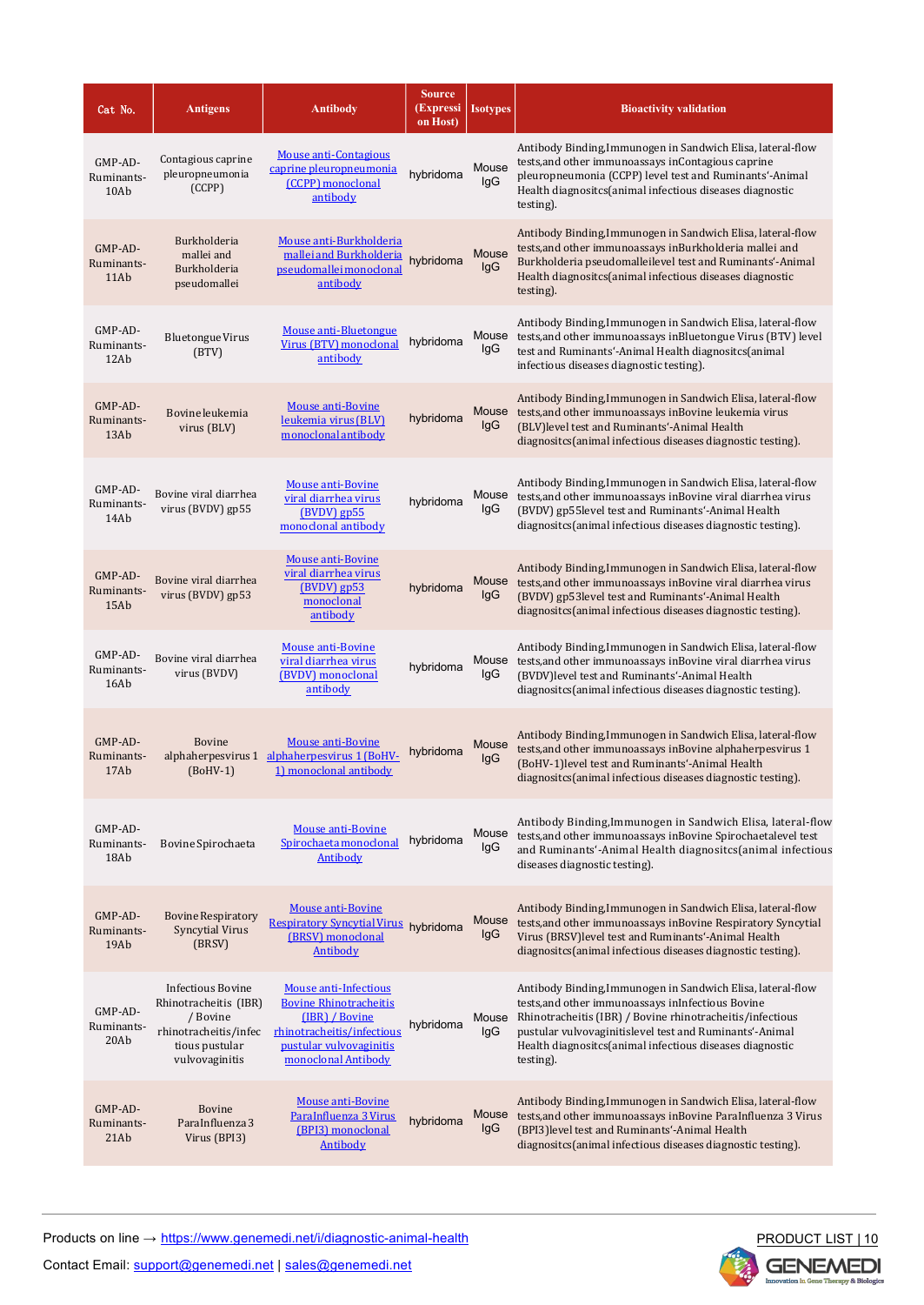| Cat No. | Antigens | Antibody | Source (Expression Host) | Isotypes | Bioactivity validation |
|---|---|---|---|---|---|
| GMP-AD-Ruminants-10Ab | Contagious caprine pleuropneumonia (CCPP) | Mouse anti-Contagious caprine pleuropneumonia (CCPP) monoclonal antibody | hybridoma | Mouse IgG | Antibody Binding,Immunogen in Sandwich Elisa, lateral-flow tests,and other immunoassays inContagious caprine pleuropneumonia (CCPP) level test and Ruminants'-Animal Health diagnositcs(animal infectious diseases diagnostic testing). |
| GMP-AD-Ruminants-11Ab | Burkholderia mallei and Burkholderia pseudomallei | Mouse anti-Burkholderia malleiand Burkholderia pseudomalleimonoclonal antibody | hybridoma | Mouse IgG | Antibody Binding,Immunogen in Sandwich Elisa, lateral-flow tests,and other immunoassays inBurkholderia mallei and Burkholderia pseudomalleilevel test and Ruminants'-Animal Health diagnositcs(animal infectious diseases diagnostic testing). |
| GMP-AD-Ruminants-12Ab | Bluetongue Virus (BTV) | Mouse anti-Bluetongue Virus (BTV) monoclonal antibody | hybridoma | Mouse IgG | Antibody Binding,Immunogen in Sandwich Elisa, lateral-flow tests,and other immunoassays inBluetongue Virus (BTV) level test and Ruminants'-Animal Health diagnositcs(animal infectious diseases diagnostic testing). |
| GMP-AD-Ruminants-13Ab | Bovine leukemia virus (BLV) | Mouse anti-Bovine leukemia virus (BLV) monoclonal antibody | hybridoma | Mouse IgG | Antibody Binding,Immunogen in Sandwich Elisa, lateral-flow tests,and other immunoassays inBovine leukemia virus (BLV)level test and Ruminants'-Animal Health diagnositcs(animal infectious diseases diagnostic testing). |
| GMP-AD-Ruminants-14Ab | Bovine viral diarrhea virus (BVDV) gp55 | Mouse anti-Bovine viral diarrhea virus (BVDV) gp55 monoclonal antibody | hybridoma | Mouse IgG | Antibody Binding,Immunogen in Sandwich Elisa, lateral-flow tests,and other immunoassays inBovine viral diarrhea virus (BVDV) gp55level test and Ruminants'-Animal Health diagnositcs(animal infectious diseases diagnostic testing). |
| GMP-AD-Ruminants-15Ab | Bovine viral diarrhea virus (BVDV) gp53 | Mouse anti-Bovine viral diarrhea virus (BVDV) gp53 monoclonal antibody | hybridoma | Mouse IgG | Antibody Binding,Immunogen in Sandwich Elisa, lateral-flow tests,and other immunoassays inBovine viral diarrhea virus (BVDV) gp53level test and Ruminants'-Animal Health diagnositcs(animal infectious diseases diagnostic testing). |
| GMP-AD-Ruminants-16Ab | Bovine viral diarrhea virus (BVDV) | Mouse anti-Bovine viral diarrhea virus (BVDV) monoclonal antibody | hybridoma | Mouse IgG | Antibody Binding,Immunogen in Sandwich Elisa, lateral-flow tests,and other immunoassays inBovine viral diarrhea virus (BVDV)level test and Ruminants'-Animal Health diagnositcs(animal infectious diseases diagnostic testing). |
| GMP-AD-Ruminants-17Ab | Bovine alphaherpesvirus 1 (BoHV-1) | Mouse anti-Bovine alphaherpesvirus 1 (BoHV-1) monoclonal antibody | hybridoma | Mouse IgG | Antibody Binding,Immunogen in Sandwich Elisa, lateral-flow tests,and other immunoassays inBovine alphaherpesvirus 1 (BoHV-1)level test and Ruminants'-Animal Health diagnositcs(animal infectious diseases diagnostic testing). |
| GMP-AD-Ruminants-18Ab | Bovine Spirochaeta | Mouse anti-Bovine Spirochaeta monoclonal Antibody | hybridoma | Mouse IgG | Antibody Binding,Immunogen in Sandwich Elisa, lateral-flow tests,and other immunoassays inBovine Spirochaetalevel test and Ruminants'-Animal Health diagnositcs(animal infectious diseases diagnostic testing). |
| GMP-AD-Ruminants-19Ab | Bovine Respiratory Syncytial Virus (BRSV) | Mouse anti-Bovine Respiratory Syncytial Virus (BRSV) monoclonal Antibody | hybridoma | Mouse IgG | Antibody Binding,Immunogen in Sandwich Elisa, lateral-flow tests,and other immunoassays inBovine Respiratory Syncytial Virus (BRSV)level test and Ruminants'-Animal Health diagnositcs(animal infectious diseases diagnostic testing). |
| GMP-AD-Ruminants-20Ab | Infectious Bovine Rhinotracheitis (IBR) / Bovine rhinotracheitis/infectious pustular vulvovaginitis | Mouse anti-Infectious Bovine Rhinotracheitis (IBR) / Bovine rhinotracheitis/infectious pustular vulvovaginitis monoclonal Antibody | hybridoma | Mouse IgG | Antibody Binding,Immunogen in Sandwich Elisa, lateral-flow tests,and other immunoassays inInfectious Bovine Rhinotracheitis (IBR) / Bovine rhinotracheitis/infectious pustular vulvovaginitislevel test and Ruminants'-Animal Health diagnositcs(animal infectious diseases diagnostic testing). |
| GMP-AD-Ruminants-21Ab | Bovine ParaInfluenza 3 Virus (BPI3) | Mouse anti-Bovine ParaInfluenza 3 Virus (BPI3) monoclonal Antibody | hybridoma | Mouse IgG | Antibody Binding,Immunogen in Sandwich Elisa, lateral-flow tests,and other immunoassays inBovine ParaInfluenza 3 Virus (BPI3)level test and Ruminants'-Animal Health diagnositcs(animal infectious diseases diagnostic testing). |

Products on line → https://www.genemedi.net/i/diagnostic-animal-health

Contact Email: support@genemedi.net | sales@genemedi.net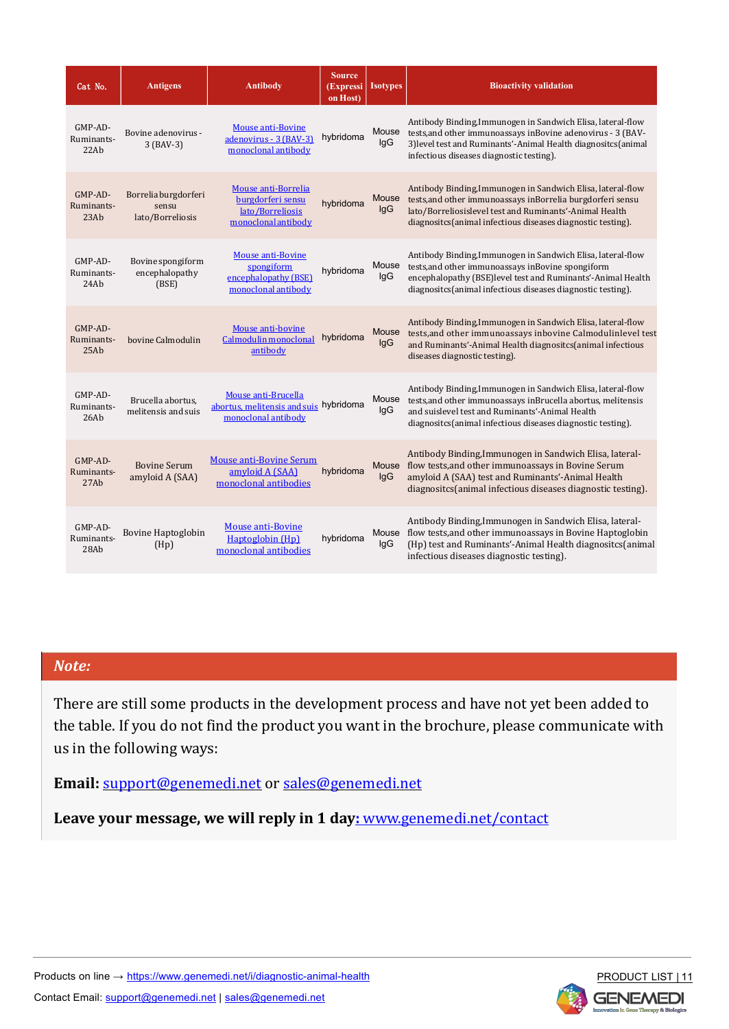| Cat No. | Antigens | Antibody | Source (Expression Host) | Isotypes | Bioactivity validation |
|---|---|---|---|---|---|
| GMP-AD-Ruminants-22Ab | Bovine adenovirus - 3 (BAV-3) | Mouse anti-Bovine adenovirus - 3 (BAV-3) monoclonal antibody | hybridoma | Mouse IgG | Antibody Binding,Immunogen in Sandwich Elisa, lateral-flow tests,and other immunoassays inBovine adenovirus - 3 (BAV-3)level test and Ruminants'-Animal Health diagnositcs(animal infectious diseases diagnostic testing). |
| GMP-AD-Ruminants-23Ab | Borrelia burgdorferi sensu lato/Borreliosis | Mouse anti-Borrelia burgdorferi sensu lato/Borreliosis monoclonal antibody | hybridoma | Mouse IgG | Antibody Binding,Immunogen in Sandwich Elisa, lateral-flow tests,and other immunoassays inBorrelia burgdorferi sensu lato/Borreliosislevel test and Ruminants'-Animal Health diagnositcs(animal infectious diseases diagnostic testing). |
| GMP-AD-Ruminants-24Ab | Bovine spongiform encephalopathy (BSE) | Mouse anti-Bovine spongiform encephalopathy (BSE) monoclonal antibody | hybridoma | Mouse IgG | Antibody Binding,Immunogen in Sandwich Elisa, lateral-flow tests,and other immunoassays inBovine spongiform encephalopathy (BSE)level test and Ruminants'-Animal Health diagnositcs(animal infectious diseases diagnostic testing). |
| GMP-AD-Ruminants-25Ab | bovine Calmodulin | Mouse anti-bovine Calmodulin monoclonal antibody | hybridoma | Mouse IgG | Antibody Binding,Immunogen in Sandwich Elisa, lateral-flow tests,and other immunoassays inbovine Calmodulinlevel test and Ruminants'-Animal Health diagnositcs(animal infectious diseases diagnostic testing). |
| GMP-AD-Ruminants-26Ab | Brucella abortus, melitensis and suis | Mouse anti-Brucella abortus, melitensis and suis monoclonal antibody | hybridoma | Mouse IgG | Antibody Binding,Immunogen in Sandwich Elisa, lateral-flow tests,and other immunoassays inBrucella abortus, melitensis and suislevel test and Ruminants'-Animal Health diagnositcs(animal infectious diseases diagnostic testing). |
| GMP-AD-Ruminants-27Ab | Bovine Serum amyloid A (SAA) | Mouse anti-Bovine Serum amyloid A (SAA) monoclonal antibodies | hybridoma | Mouse IgG | Antibody Binding,Immunogen in Sandwich Elisa, lateral-flow tests,and other immunoassays in Bovine Serum amyloid A (SAA) test and Ruminants'-Animal Health diagnositcs(animal infectious diseases diagnostic testing). |
| GMP-AD-Ruminants-28Ab | Bovine Haptoglobin (Hp) | Mouse anti-Bovine Haptoglobin (Hp) monoclonal antibodies | hybridoma | Mouse IgG | Antibody Binding,Immunogen in Sandwich Elisa, lateral-flow tests,and other immunoassays in Bovine Haptoglobin (Hp) test and Ruminants'-Animal Health diagnositcs(animal infectious diseases diagnostic testing). |

***Note:***

There are still some products in the development process and have not yet been added to the table. If you do not find the product you want in the brochure, please communicate with us in the following ways:

**Email:** support@genemedi.net or sales@genemedi.net

**Leave your message, we will reply in 1 day:** www.genemedi.net/contact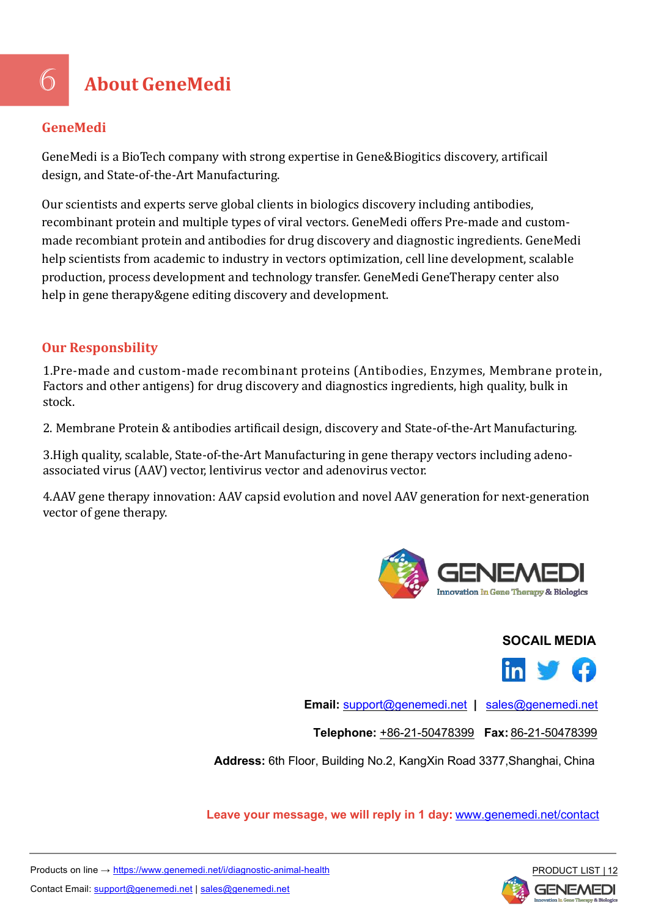# 6 About GeneMedi

## GeneMedi

GeneMedi is a BioTech company with strong expertise in Gene&Biogitics discovery, artificail design, and State-of-the-Art Manufacturing.

Our scientists and experts serve global clients in biologics discovery including antibodies, recombinant protein and multiple types of viral vectors. GeneMedi offers Pre-made and custom-made recombiant protein and antibodies for drug discovery and diagnostic ingredients. GeneMedi help scientists from academic to industry in vectors optimization, cell line development, scalable production, process development and technology transfer. GeneMedi GeneTherapy center also help in gene therapy&gene editing discovery and development.

## Our Responsbility

1.Pre-made and custom-made recombinant proteins (Antibodies, Enzymes, Membrane protein, Factors and other antigens) for drug discovery and diagnostics ingredients, high quality, bulk in stock.

2. Membrane Protein & antibodies artificail design, discovery and State-of-the-Art Manufacturing.

3.High quality, scalable, State-of-the-Art Manufacturing in gene therapy vectors including adeno-associated virus (AAV) vector, lentivirus vector and adenovirus vector.

4.AAV gene therapy innovation: AAV capsid evolution and novel AAV generation for next-generation vector of gene therapy.

GENEMEDI
Innovation In Gene Therapy & Biologics

**SOCAIL MEDIA**

**Email:** support@genemedi.net | sales@genemedi.net

**Telephone:** +86-21-50478399 **Fax:** 86-21-50478399

**Address:** 6th Floor, Building No.2, KangXin Road 3377,Shanghai, China

**Leave your message, we will reply in 1 day:** www.genemedi.net/contact

Products on line → https://www.genemedi.net/i/diagnostic-animal-health

Contact Email: support@genemedi.net | sales@genemedi.net